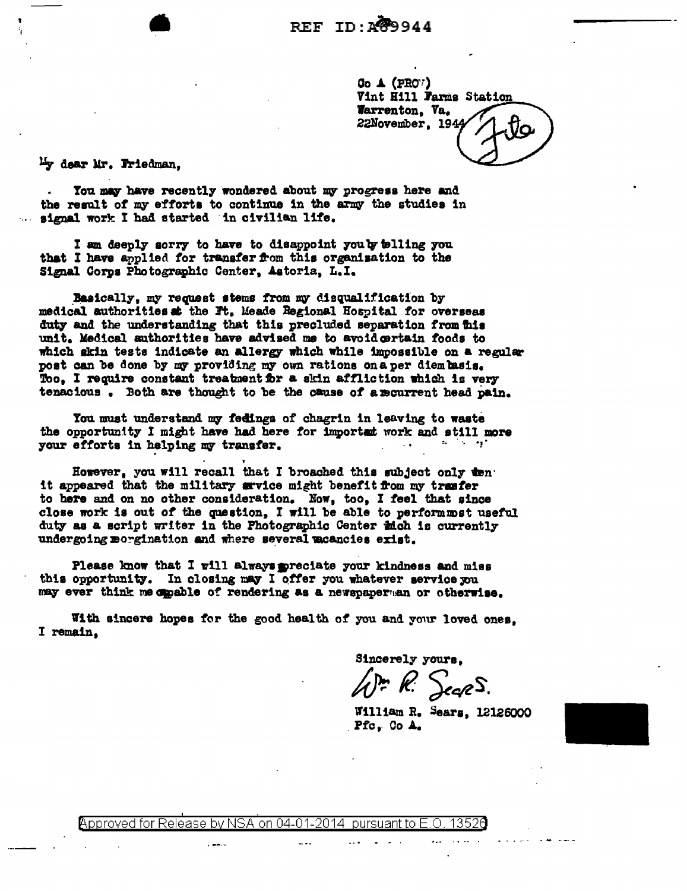REF ID:A69944

Co A (PROV)
Vint Hill Farms Station
Warrenton, Va.
22November, 1944

My dear Mr. Friedman,

You may have recently wondered about my progress here and the result of my efforts to continue in the army the studies in signal work I had started in civilian life.

I am deeply sorry to have to disappoint you by telling you that I have applied for transfer from this organization to the Signal Corps Photographic Center, Astoria, L.I.

Basically, my request stems from my disqualification by medical authorities at the Ft. Meade Regional Hospital for overseas duty and the understanding that this precluded separation from this unit. Medical authorities have advised me to avoid certain foods to which skin tests indicate an allergy which while impossible on a regular post can be done by my providing my own rations on a per diem basis. Too, I require constant treatment for a skin affliction which is very tenacious. Both are thought to be the cause of a recurrent head pain.

You must understand my feelings of chagrin in leaving to waste the opportunity I might have had here for important work and still more your efforts in helping my transfer.

However, you will recall that I broached this subject only when it appeared that the military service might benefit from my transfer to here and on no other consideration. Now, too, I feel that since close work is out of the question, I will be able to perform most useful duty as a script writer in the Photographic Center which is currently undergoing reorgination and where several vacancies exist.

Please know that I will always appreciate your kindness and miss this opportunity. In closing may I offer you whatever service you may ever think me capable of rendering as a newspaperman or otherwise.

With sincere hopes for the good health of you and your loved ones, I remain,

Sincerely yours,

Wm. R. Sears.

William R. Sears, 12126000
Pfc, Co A.

Approved for Release by NSA on 04-01-2014 pursuant to E.O. 13526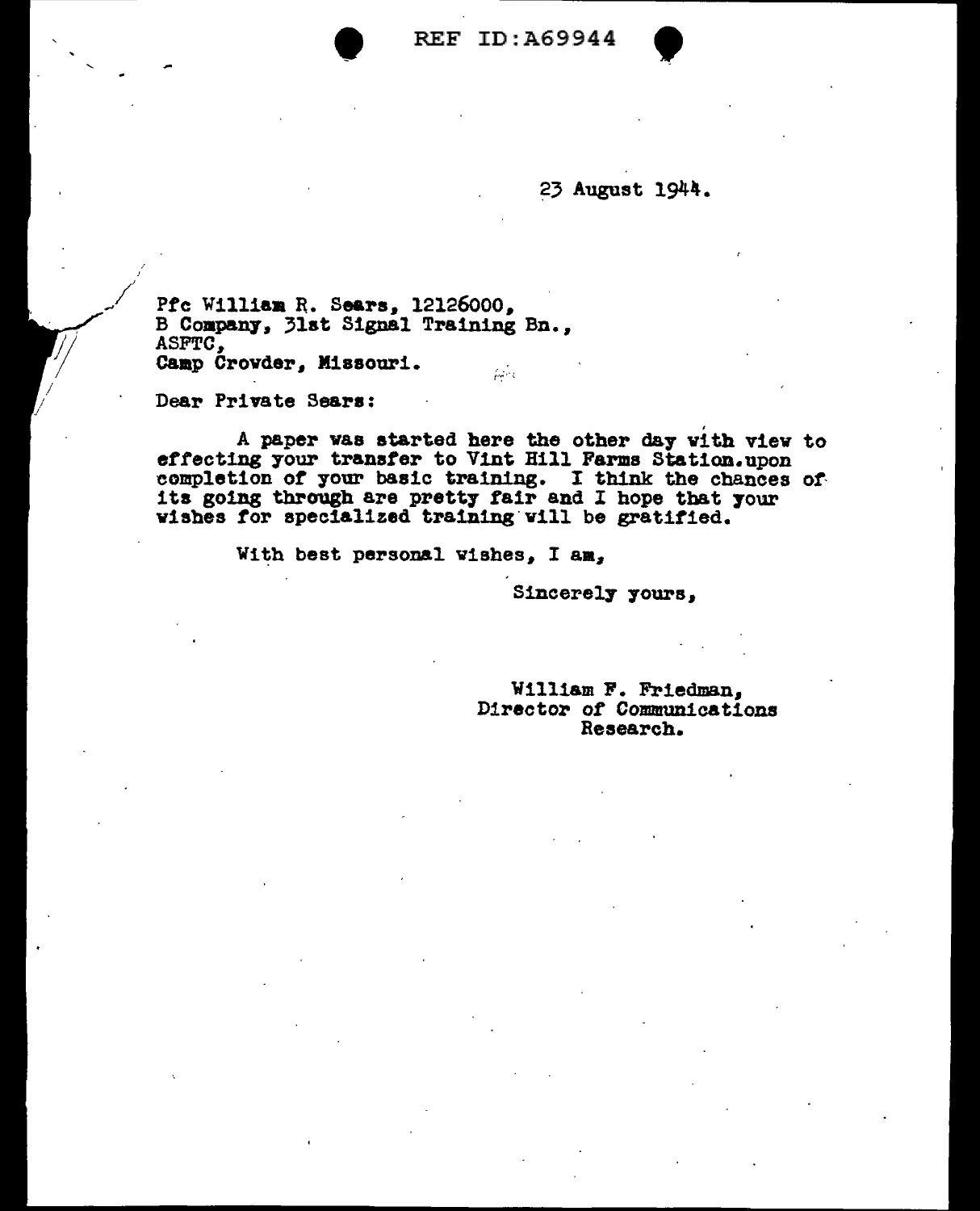23 August 1944.

Pfc William R. Sears, 12126000,
B Company, 31st Signal Training Bn.,
ASFTC,
Camp Crowder, Missouri.

Dear Private Sears:

A paper was started here the other day with view to effecting your transfer to Vint Hill Farms Station.upon completion of your basic training. I think the chances of its going through are pretty fair and I hope that your wishes for specialized training will be gratified.

With best personal wishes, I am,

Sincerely yours,

William F. Friedman,
Director of Communications
Research.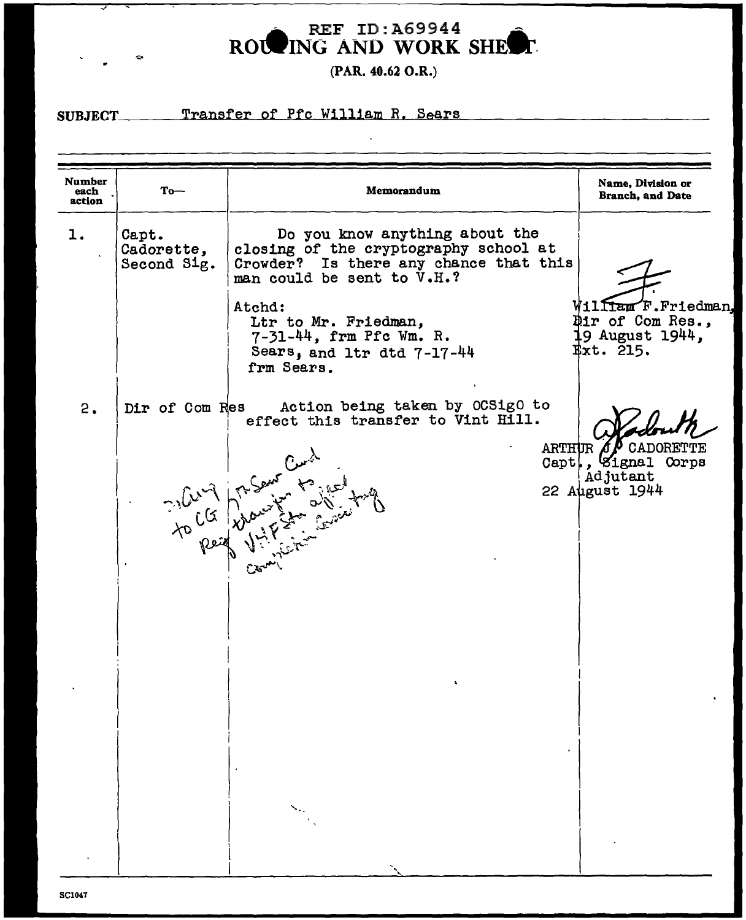REF ID:A69944

# ROUTING AND WORK SHEET

(PAR. 40.62 O.R.)

**SUBJECT** Transfer of Pfc William R. Sears

| Number each action | To— | Memorandum | Name, Division or Branch, and Date |
|---|---|---|---|
| 1. | Capt. Cadorette, Second Sig. | Do you know anything about the closing of the cryptography school at Crowder? Is there any chance that this man could be sent to V.H.?<br><br>Atchd:<br>Ltr to Mr. Friedman, 7-31-44, frm Pfc Wm. R. Sears, and ltr dtd 7-17-44 frm Sears. | F<br>William F.Friedman, Dir of Com Res., 19 August 1944, Ext. 215. |
| 2. | Dir of Com Res | Action being taken by OCSigO to effect this transfer to Vint Hill.<br><br>*ltr to CG 7th Serv Cmd Req transfer to affect VHFSta Com completion trng* | *A J Cadorette*<br>ARTHUR J. CADORETTE<br>Capt., Signal Corps<br>Adjutant<br>22 August 1944 |

SC1047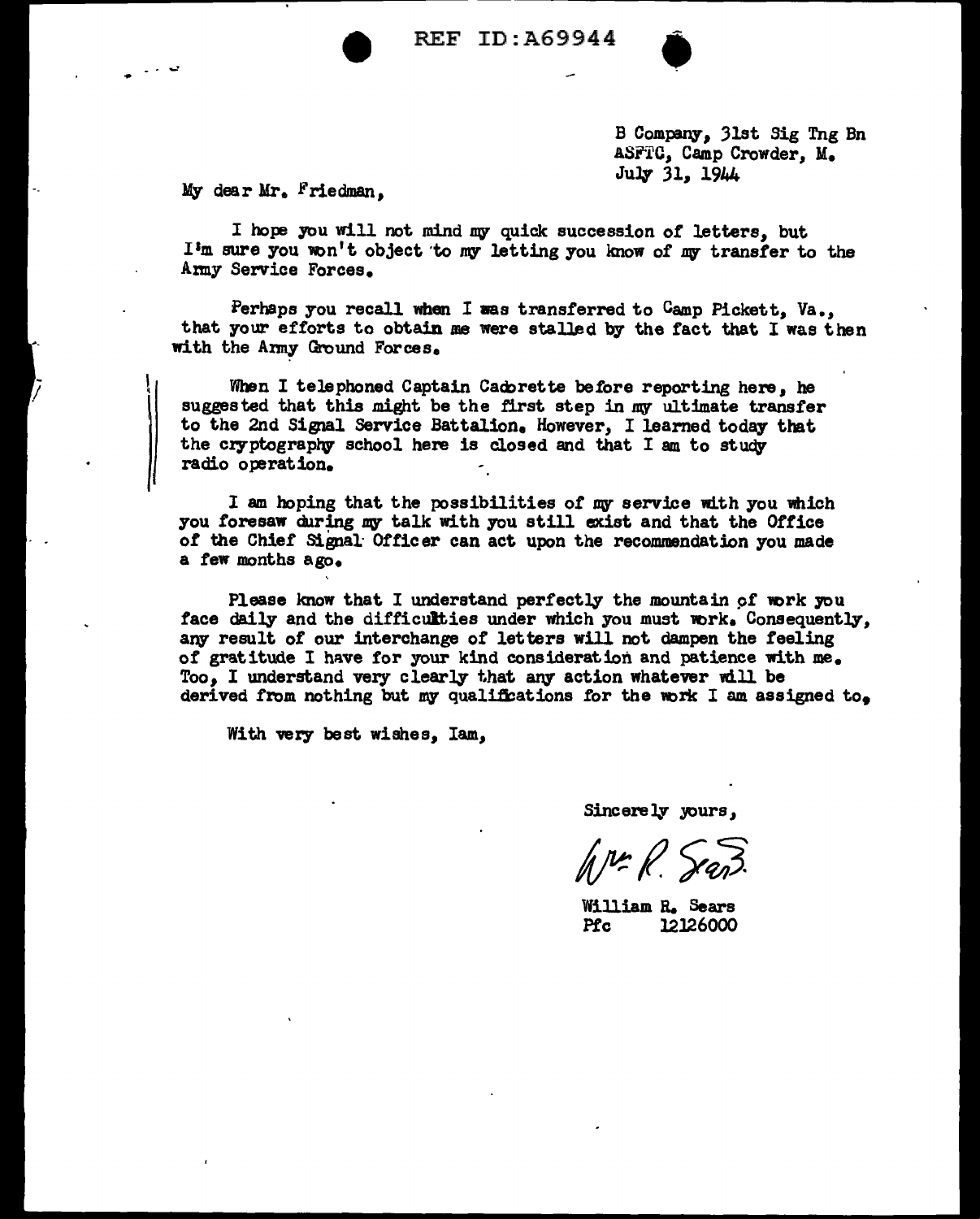REF ID:A69944

B Company, 31st Sig Tng Bn
ASFTC, Camp Crowder, M.
July 31, 1944

My dear Mr. Friedman,

I hope you will not mind my quick succession of letters, but I'm sure you won't object to my letting you know of my transfer to the Army Service Forces.

Perhaps you recall when I was transferred to Camp Pickett, Va., that your efforts to obtain me were stalled by the fact that I was then with the Army Ground Forces.

When I telephoned Captain Cadorette before reporting here, he suggested that this might be the first step in my ultimate transfer to the 2nd Signal Service Battalion. However, I learned today that the cryptography school here is closed and that I am to study radio operation.

I am hoping that the possibilities of my service with you which you foresaw during my talk with you still exist and that the Office of the Chief Signal Officer can act upon the recommendation you made a few months ago.

Please know that I understand perfectly the mountain of work you face daily and the difficulties under which you must work. Consequently, any result of our interchange of letters will not dampen the feeling of gratitude I have for your kind consideration and patience with me. Too, I understand very clearly that any action whatever will be derived from nothing but my qualifications for the work I am assigned to.

With very best wishes, Iam,

Sincerely yours,

Wm. R. Sears

William R. Sears
Pfc 12126000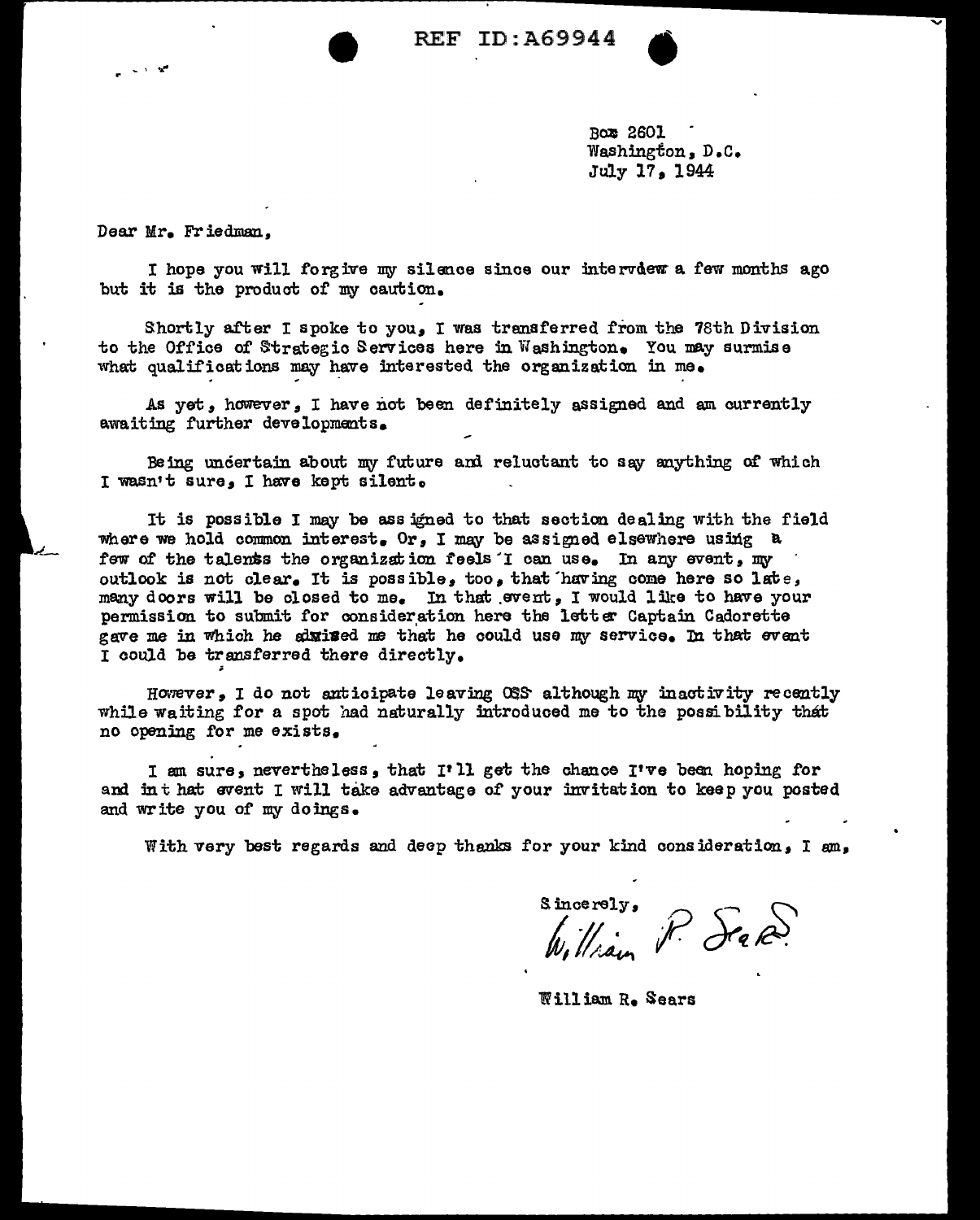Box 2601
Washington, D.C.
July 17, 1944

Dear Mr. Friedman,

I hope you will forgive my silence since our interview a few months ago but it is the product of my caution.

Shortly after I spoke to you, I was transferred from the 78th Division to the Office of Strategic Services here in Washington. You may surmise what qualifications may have interested the organization in me.

As yet, however, I have not been definitely assigned and am currently awaiting further developments.

Being uncertain about my future and reluctant to say anything of which I wasn't sure, I have kept silent.

It is possible I may be assigned to that section dealing with the field where we hold common interest. Or, I may be assigned elsewhere using a few of the talents the organization feels I can use. In any event, my outlook is not clear. It is possible, too, that having come here so late, many doors will be closed to me. In that event, I would like to have your permission to submit for consideration here the letter Captain Cadorette gave me in which he advised me that he could use my service. In that event I could be transferred there directly.

However, I do not anticipate leaving OSS although my inactivity recently while waiting for a spot had naturally introduced me to the possibility that no opening for me exists.

I am sure, nevertheless, that I'll get the chance I've been hoping for and in that event I will take advantage of your invitation to keep you posted and write you of my doings.

With very best regards and deep thanks for your kind consideration, I am,

Sincerely,

William R. Sears

William R. Sears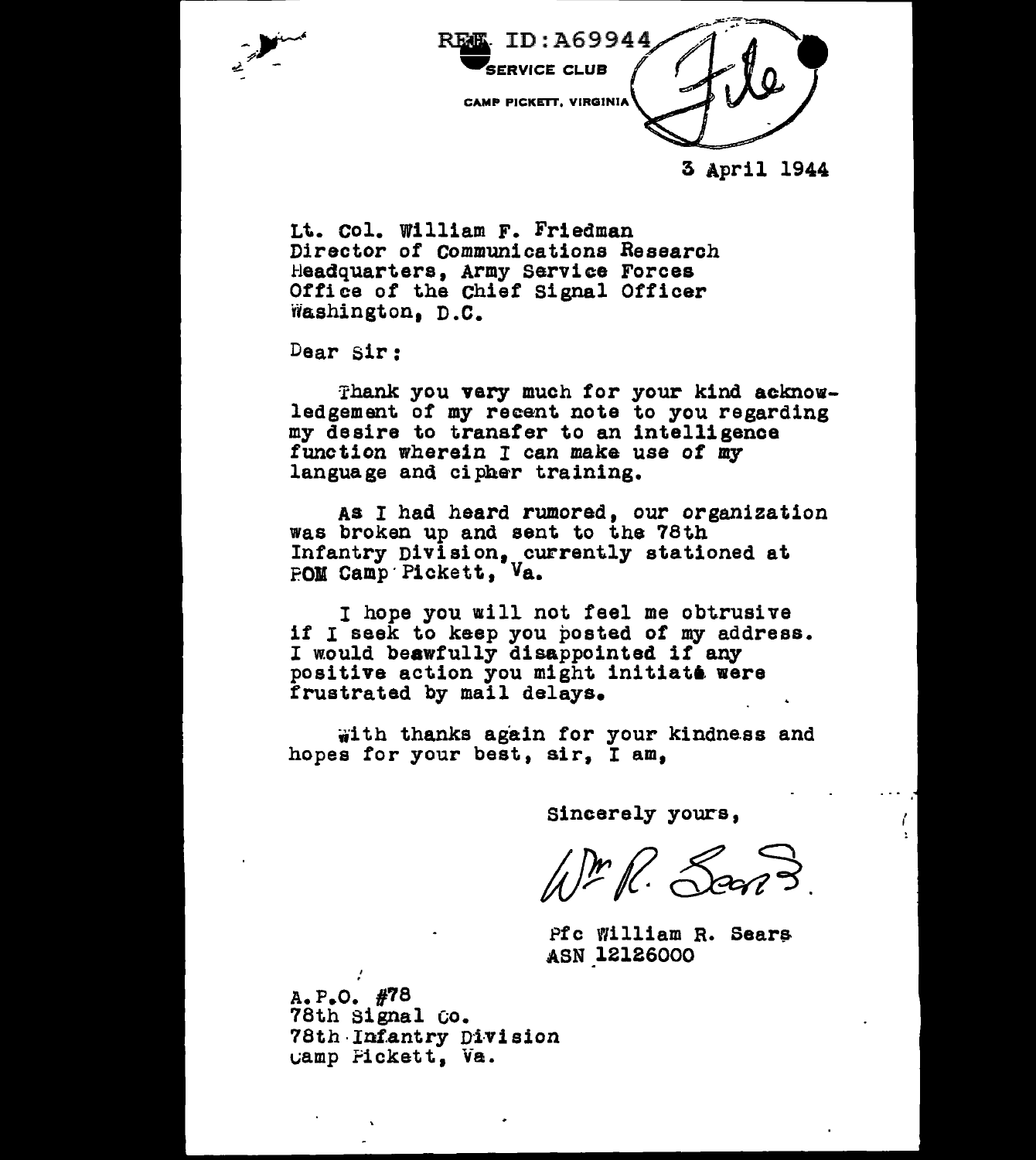REF ID:A69944

SERVICE CLUB

CAMP PICKETT, VIRGINIA

File

3 April 1944

Lt. Col. William F. Friedman
Director of Communications Research
Headquarters, Army Service Forces
Office of the Chief Signal Officer
Washington, D.C.

Dear Sir:

Thank you very much for your kind acknowledgement of my recent note to you regarding my desire to transfer to an intelligence function wherein I can make use of my language and cipher training.

As I had heard rumored, our organization was broken up and sent to the 78th Infantry Division, currently stationed at POM Camp Pickett, Va.

I hope you will not feel me obtrusive if I seek to keep you posted of my address. I would beawfully disappointed if any positive action you might initiate were frustrated by mail delays.

With thanks again for your kindness and hopes for your best, sir, I am,

Sincerely yours,

Wm R. Sears.

Pfc William R. Sears
ASN 12126000

A.P.O. #78
78th Signal Co.
78th Infantry Division
Camp Pickett, Va.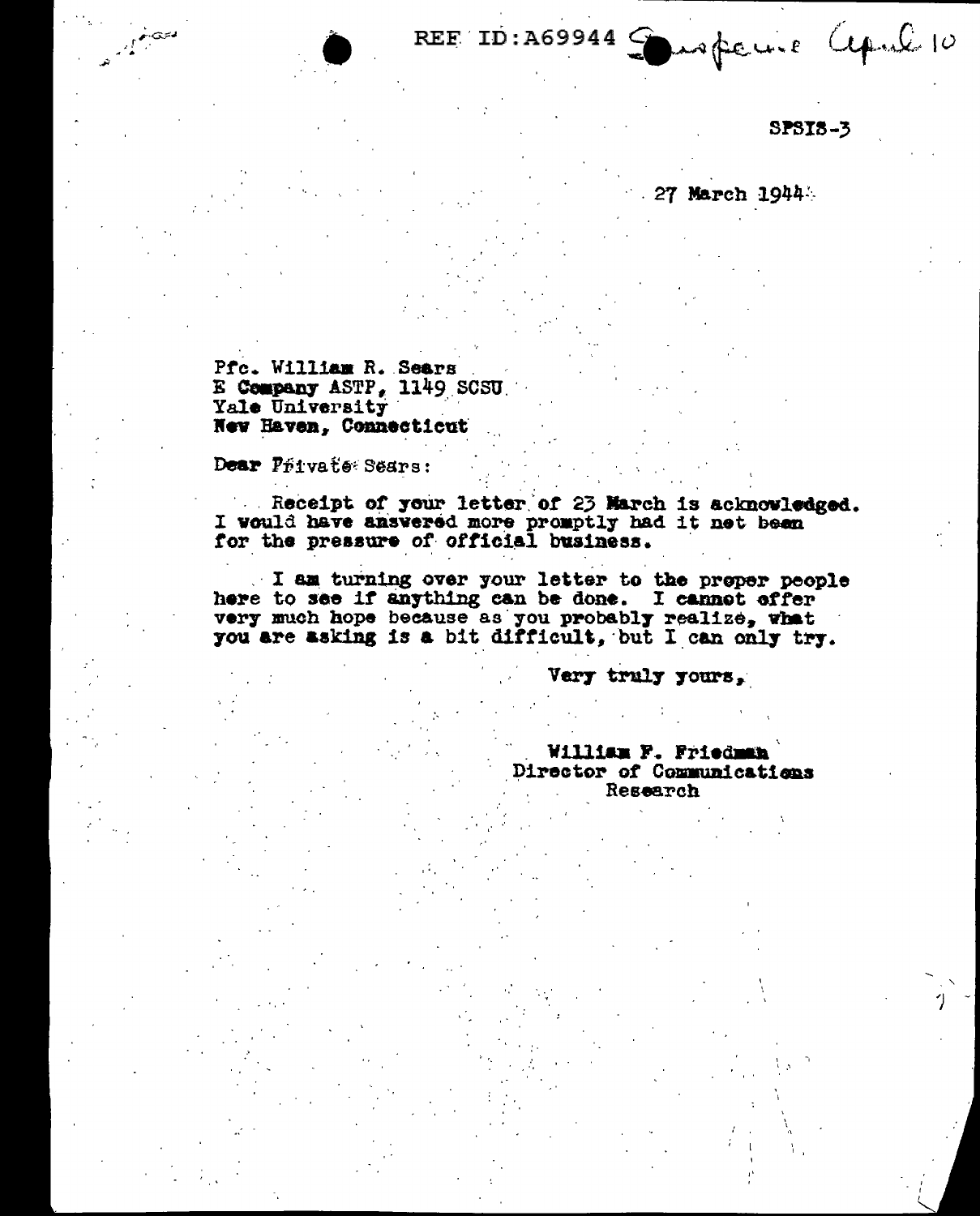REF ID:A69944 Suspense April 10

SPSIS-3

27 March 1944

Pfc. William R. Sears
E Company ASTP, 1149 SCSU
Yale University
New Haven, Connecticut

Dear Private Sears:

Receipt of your letter of 23 March is acknowledged. I would have answered more promptly had it not been for the pressure of official business.

I am turning over your letter to the proper people here to see if anything can be done. I cannot offer very much hope because as you probably realize, what you are asking is a bit difficult, but I can only try.

Very truly yours,

William F. Friedman
Director of Communications
Research